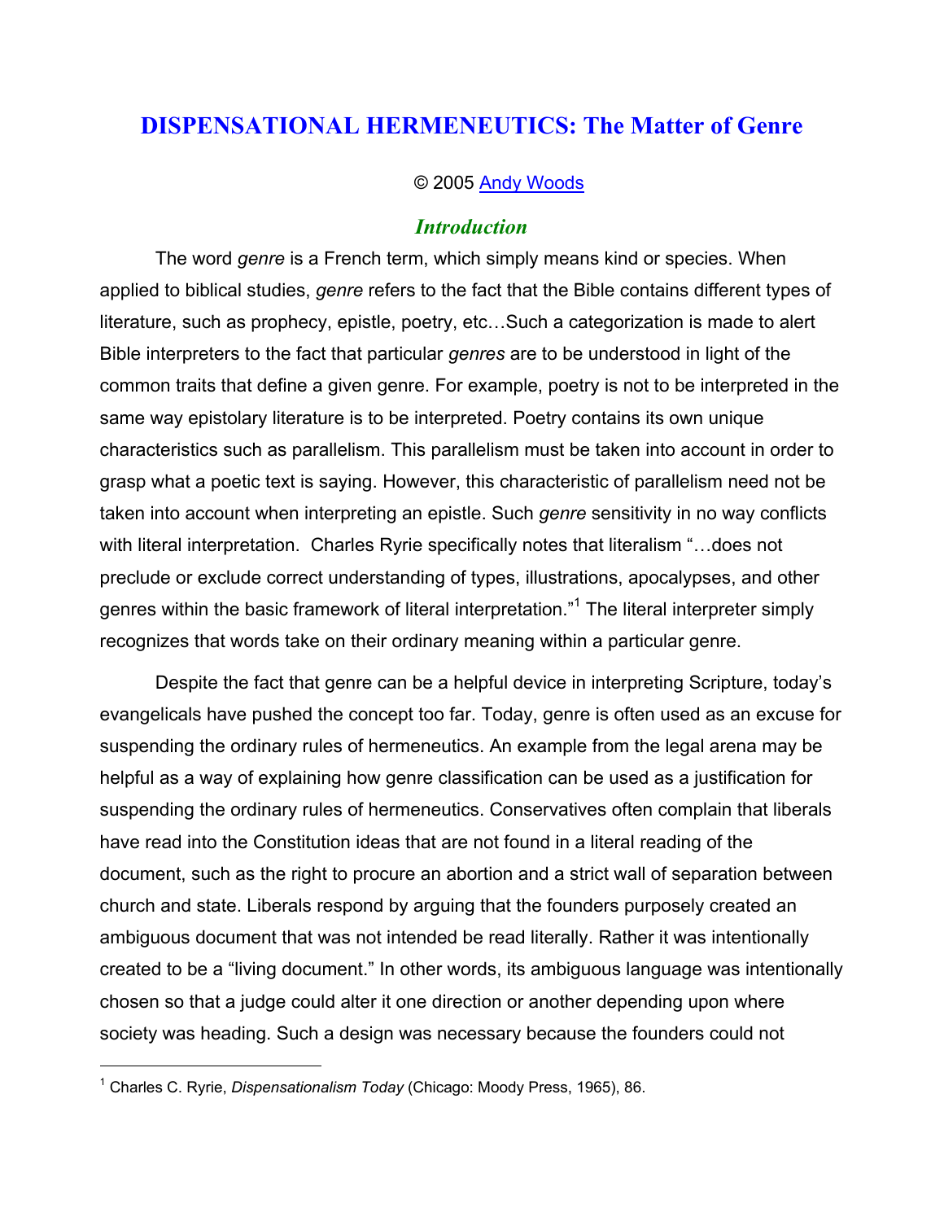# DISPENSATIONAL HERMENEUTICS: The Matter of Genre

© 2005 Andy Woods

## *Introduction*

The word *genre* is a French term, which simply means kind or species. When applied to biblical studies, *genre* refers to the fact that the Bible contains different types of literature, such as prophecy, epistle, poetry, etc…Such a categorization is made to alert Bible interpreters to the fact that particular *genres* are to be understood in light of the common traits that define a given genre. For example, poetry is not to be interpreted in the same way epistolary literature is to be interpreted. Poetry contains its own unique characteristics such as parallelism. This parallelism must be taken into account in order to grasp what a poetic text is saying. However, this characteristic of parallelism need not be taken into account when interpreting an epistle. Such *genre* sensitivity in no way conflicts with literal interpretation. Charles Ryrie specifically notes that literalism "…does not preclude or exclude correct understanding of types, illustrations, apocalypses, and other genres within the basic framework of literal interpretation."[1] The literal interpreter simply recognizes that words take on their ordinary meaning within a particular genre.

Despite the fact that genre can be a helpful device in interpreting Scripture, today's evangelicals have pushed the concept too far. Today, genre is often used as an excuse for suspending the ordinary rules of hermeneutics. An example from the legal arena may be helpful as a way of explaining how genre classification can be used as a justification for suspending the ordinary rules of hermeneutics. Conservatives often complain that liberals have read into the Constitution ideas that are not found in a literal reading of the document, such as the right to procure an abortion and a strict wall of separation between church and state. Liberals respond by arguing that the founders purposely created an ambiguous document that was not intended be read literally. Rather it was intentionally created to be a "living document." In other words, its ambiguous language was intentionally chosen so that a judge could alter it one direction or another depending upon where society was heading. Such a design was necessary because the founders could not

---

[1] Charles C. Ryrie, *Dispensationalism Today* (Chicago: Moody Press, 1965), 86.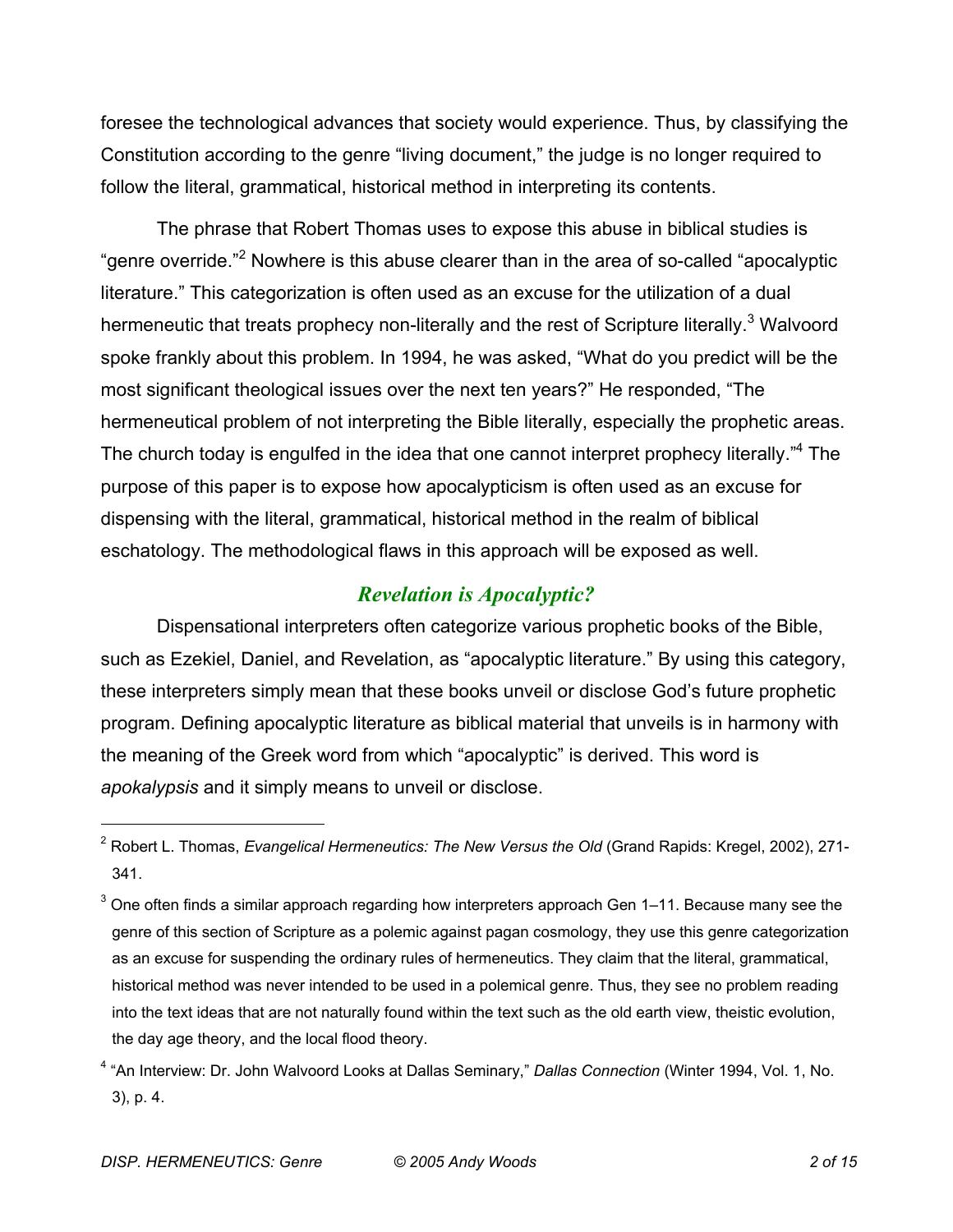foresee the technological advances that society would experience. Thus, by classifying the Constitution according to the genre "living document," the judge is no longer required to follow the literal, grammatical, historical method in interpreting its contents.

The phrase that Robert Thomas uses to expose this abuse in biblical studies is "genre override."[2] Nowhere is this abuse clearer than in the area of so-called "apocalyptic literature." This categorization is often used as an excuse for the utilization of a dual hermeneutic that treats prophecy non-literally and the rest of Scripture literally.[3] Walvoord spoke frankly about this problem. In 1994, he was asked, "What do you predict will be the most significant theological issues over the next ten years?" He responded, "The hermeneutical problem of not interpreting the Bible literally, especially the prophetic areas. The church today is engulfed in the idea that one cannot interpret prophecy literally."[4] The purpose of this paper is to expose how apocalypticism is often used as an excuse for dispensing with the literal, grammatical, historical method in the realm of biblical eschatology. The methodological flaws in this approach will be exposed as well.

## *Revelation is Apocalyptic?*

Dispensational interpreters often categorize various prophetic books of the Bible, such as Ezekiel, Daniel, and Revelation, as "apocalyptic literature." By using this category, these interpreters simply mean that these books unveil or disclose God's future prophetic program. Defining apocalyptic literature as biblical material that unveils is in harmony with the meaning of the Greek word from which "apocalyptic" is derived. This word is *apokalypsis* and it simply means to unveil or disclose.

---

[2] Robert L. Thomas, *Evangelical Hermeneutics: The New Versus the Old* (Grand Rapids: Kregel, 2002), 271-341.

[3] One often finds a similar approach regarding how interpreters approach Gen 1–11. Because many see the genre of this section of Scripture as a polemic against pagan cosmology, they use this genre categorization as an excuse for suspending the ordinary rules of hermeneutics. They claim that the literal, grammatical, historical method was never intended to be used in a polemical genre. Thus, they see no problem reading into the text ideas that are not naturally found within the text such as the old earth view, theistic evolution, the day age theory, and the local flood theory.

[4] "An Interview: Dr. John Walvoord Looks at Dallas Seminary," *Dallas Connection* (Winter 1994, Vol. 1, No. 3), p. 4.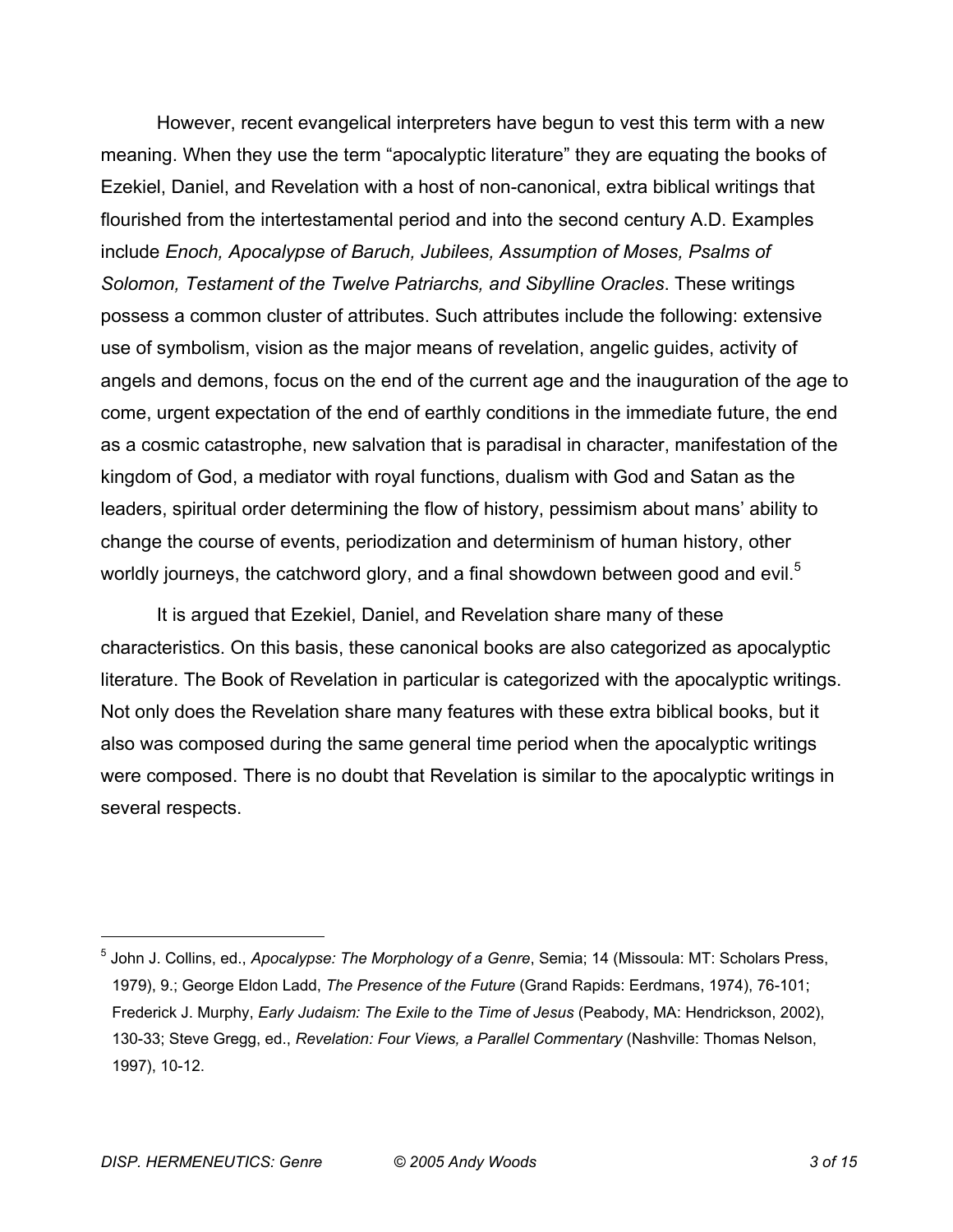However, recent evangelical interpreters have begun to vest this term with a new meaning. When they use the term "apocalyptic literature" they are equating the books of Ezekiel, Daniel, and Revelation with a host of non-canonical, extra biblical writings that flourished from the intertestamental period and into the second century A.D. Examples include *Enoch, Apocalypse of Baruch, Jubilees, Assumption of Moses, Psalms of Solomon, Testament of the Twelve Patriarchs, and Sibylline Oracles*. These writings possess a common cluster of attributes. Such attributes include the following: extensive use of symbolism, vision as the major means of revelation, angelic guides, activity of angels and demons, focus on the end of the current age and the inauguration of the age to come, urgent expectation of the end of earthly conditions in the immediate future, the end as a cosmic catastrophe, new salvation that is paradisal in character, manifestation of the kingdom of God, a mediator with royal functions, dualism with God and Satan as the leaders, spiritual order determining the flow of history, pessimism about mans' ability to change the course of events, periodization and determinism of human history, other worldly journeys, the catchword glory, and a final showdown between good and evil.[5]

It is argued that Ezekiel, Daniel, and Revelation share many of these characteristics. On this basis, these canonical books are also categorized as apocalyptic literature. The Book of Revelation in particular is categorized with the apocalyptic writings. Not only does the Revelation share many features with these extra biblical books, but it also was composed during the same general time period when the apocalyptic writings were composed. There is no doubt that Revelation is similar to the apocalyptic writings in several respects.

---

[5] John J. Collins, ed., *Apocalypse: The Morphology of a Genre*, Semia; 14 (Missoula: MT: Scholars Press, 1979), 9.; George Eldon Ladd, *The Presence of the Future* (Grand Rapids: Eerdmans, 1974), 76-101; Frederick J. Murphy, *Early Judaism: The Exile to the Time of Jesus* (Peabody, MA: Hendrickson, 2002), 130-33; Steve Gregg, ed., *Revelation: Four Views, a Parallel Commentary* (Nashville: Thomas Nelson, 1997), 10-12.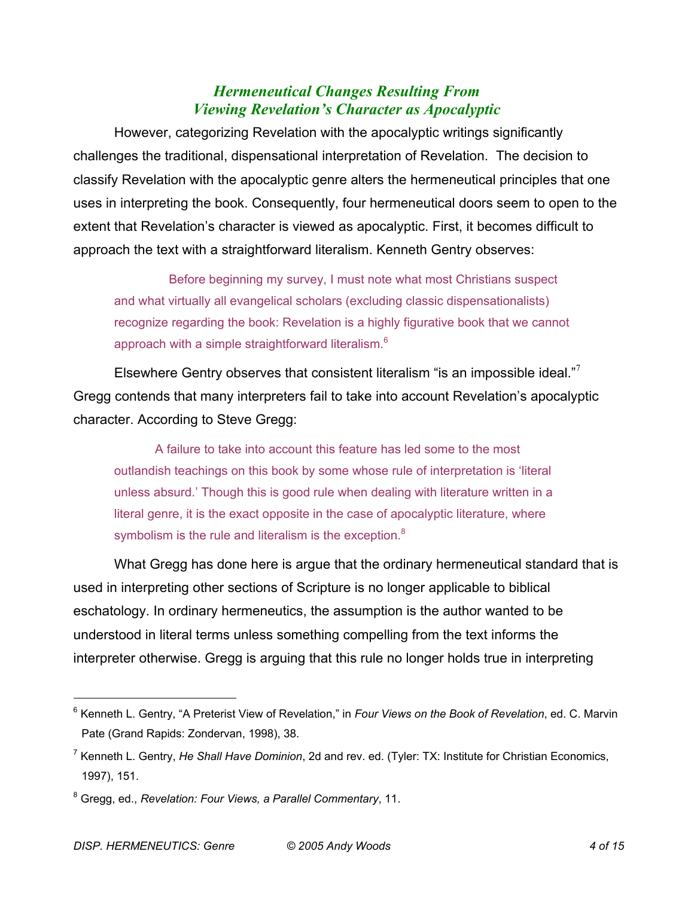## *Hermeneutical Changes Resulting From Viewing Revelation's Character as Apocalyptic*

However, categorizing Revelation with the apocalyptic writings significantly challenges the traditional, dispensational interpretation of Revelation. The decision to classify Revelation with the apocalyptic genre alters the hermeneutical principles that one uses in interpreting the book. Consequently, four hermeneutical doors seem to open to the extent that Revelation's character is viewed as apocalyptic. First, it becomes difficult to approach the text with a straightforward literalism. Kenneth Gentry observes:

> Before beginning my survey, I must note what most Christians suspect and what virtually all evangelical scholars (excluding classic dispensationalists) recognize regarding the book: Revelation is a highly figurative book that we cannot approach with a simple straightforward literalism.[6]

Elsewhere Gentry observes that consistent literalism "is an impossible ideal."[7] Gregg contends that many interpreters fail to take into account Revelation's apocalyptic character. According to Steve Gregg:

> A failure to take into account this feature has led some to the most outlandish teachings on this book by some whose rule of interpretation is 'literal unless absurd.' Though this is good rule when dealing with literature written in a literal genre, it is the exact opposite in the case of apocalyptic literature, where symbolism is the rule and literalism is the exception.[8]

What Gregg has done here is argue that the ordinary hermeneutical standard that is used in interpreting other sections of Scripture is no longer applicable to biblical eschatology. In ordinary hermeneutics, the assumption is the author wanted to be understood in literal terms unless something compelling from the text informs the interpreter otherwise. Gregg is arguing that this rule no longer holds true in interpreting

---

[6] Kenneth L. Gentry, "A Preterist View of Revelation," in *Four Views on the Book of Revelation*, ed. C. Marvin Pate (Grand Rapids: Zondervan, 1998), 38.

[7] Kenneth L. Gentry, *He Shall Have Dominion*, 2d and rev. ed. (Tyler: TX: Institute for Christian Economics, 1997), 151.

[8] Gregg, ed., *Revelation: Four Views, a Parallel Commentary*, 11.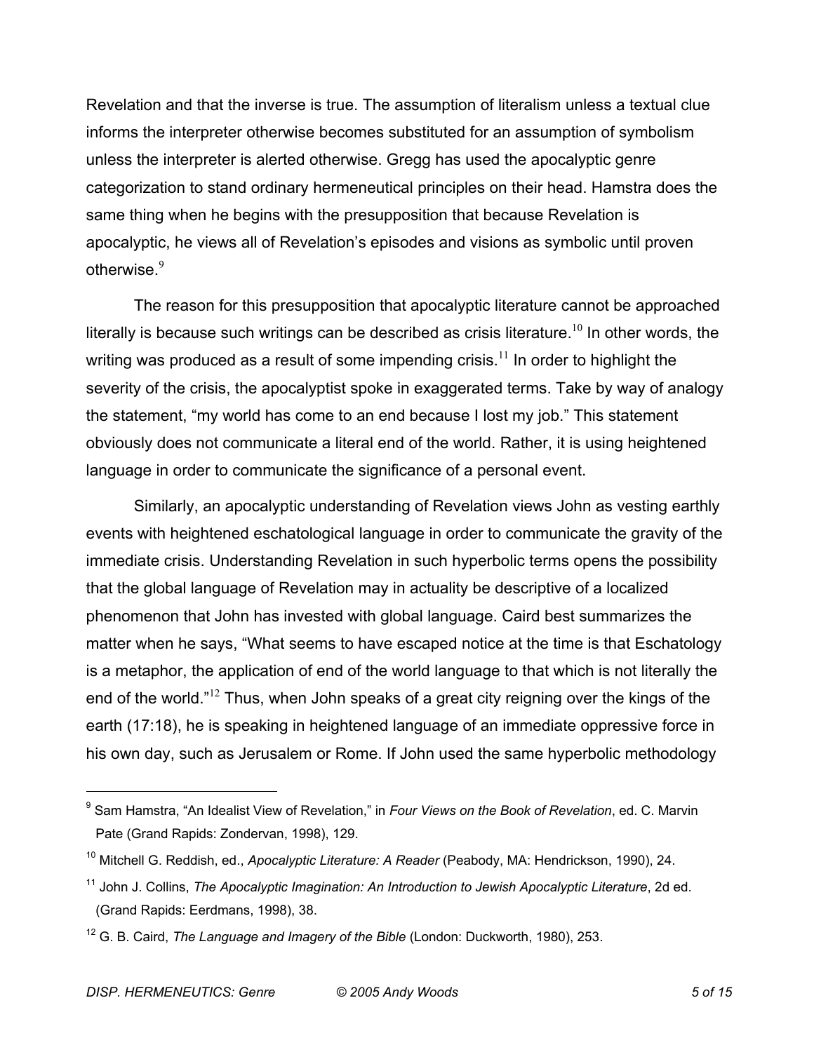Revelation and that the inverse is true. The assumption of literalism unless a textual clue informs the interpreter otherwise becomes substituted for an assumption of symbolism unless the interpreter is alerted otherwise. Gregg has used the apocalyptic genre categorization to stand ordinary hermeneutical principles on their head. Hamstra does the same thing when he begins with the presupposition that because Revelation is apocalyptic, he views all of Revelation's episodes and visions as symbolic until proven otherwise.[9]

The reason for this presupposition that apocalyptic literature cannot be approached literally is because such writings can be described as crisis literature.[10] In other words, the writing was produced as a result of some impending crisis.[11] In order to highlight the severity of the crisis, the apocalyptist spoke in exaggerated terms. Take by way of analogy the statement, "my world has come to an end because I lost my job." This statement obviously does not communicate a literal end of the world. Rather, it is using heightened language in order to communicate the significance of a personal event.

Similarly, an apocalyptic understanding of Revelation views John as vesting earthly events with heightened eschatological language in order to communicate the gravity of the immediate crisis. Understanding Revelation in such hyperbolic terms opens the possibility that the global language of Revelation may in actuality be descriptive of a localized phenomenon that John has invested with global language. Caird best summarizes the matter when he says, "What seems to have escaped notice at the time is that Eschatology is a metaphor, the application of end of the world language to that which is not literally the end of the world."[12] Thus, when John speaks of a great city reigning over the kings of the earth (17:18), he is speaking in heightened language of an immediate oppressive force in his own day, such as Jerusalem or Rome. If John used the same hyperbolic methodology

---

[9] Sam Hamstra, "An Idealist View of Revelation," in *Four Views on the Book of Revelation*, ed. C. Marvin Pate (Grand Rapids: Zondervan, 1998), 129.

[10] Mitchell G. Reddish, ed., *Apocalyptic Literature: A Reader* (Peabody, MA: Hendrickson, 1990), 24.

[11] John J. Collins, *The Apocalyptic Imagination: An Introduction to Jewish Apocalyptic Literature*, 2d ed. (Grand Rapids: Eerdmans, 1998), 38.

[12] G. B. Caird, *The Language and Imagery of the Bible* (London: Duckworth, 1980), 253.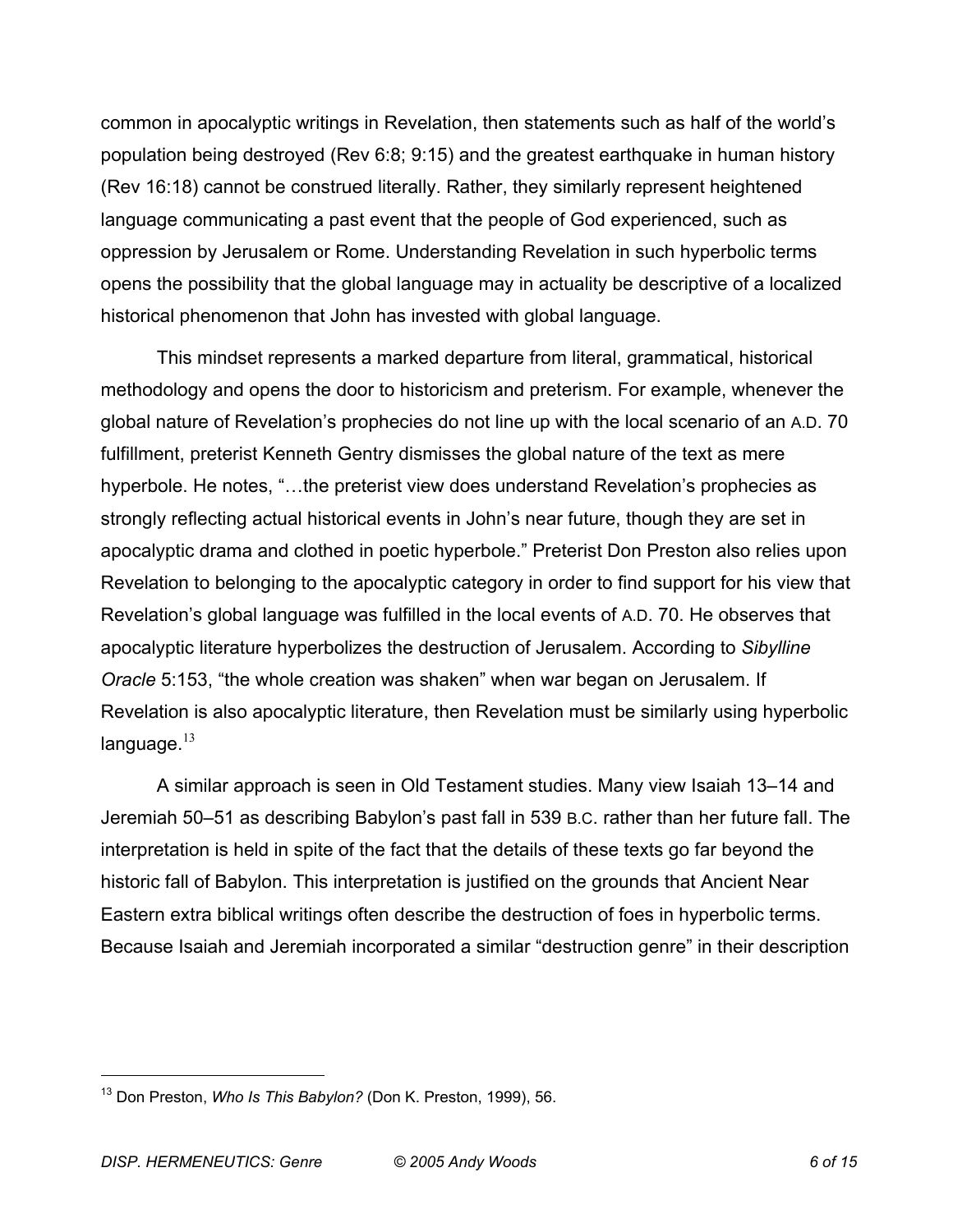common in apocalyptic writings in Revelation, then statements such as half of the world's population being destroyed (Rev 6:8; 9:15) and the greatest earthquake in human history (Rev 16:18) cannot be construed literally. Rather, they similarly represent heightened language communicating a past event that the people of God experienced, such as oppression by Jerusalem or Rome. Understanding Revelation in such hyperbolic terms opens the possibility that the global language may in actuality be descriptive of a localized historical phenomenon that John has invested with global language.

This mindset represents a marked departure from literal, grammatical, historical methodology and opens the door to historicism and preterism. For example, whenever the global nature of Revelation's prophecies do not line up with the local scenario of an A.D. 70 fulfillment, preterist Kenneth Gentry dismisses the global nature of the text as mere hyperbole. He notes, "…the preterist view does understand Revelation's prophecies as strongly reflecting actual historical events in John's near future, though they are set in apocalyptic drama and clothed in poetic hyperbole." Preterist Don Preston also relies upon Revelation to belonging to the apocalyptic category in order to find support for his view that Revelation's global language was fulfilled in the local events of A.D. 70. He observes that apocalyptic literature hyperbolizes the destruction of Jerusalem. According to *Sibylline Oracle* 5:153, "the whole creation was shaken" when war began on Jerusalem. If Revelation is also apocalyptic literature, then Revelation must be similarly using hyperbolic language.[13]

A similar approach is seen in Old Testament studies. Many view Isaiah 13–14 and Jeremiah 50–51 as describing Babylon's past fall in 539 B.C. rather than her future fall. The interpretation is held in spite of the fact that the details of these texts go far beyond the historic fall of Babylon. This interpretation is justified on the grounds that Ancient Near Eastern extra biblical writings often describe the destruction of foes in hyperbolic terms. Because Isaiah and Jeremiah incorporated a similar "destruction genre" in their description

---

[13] Don Preston, *Who Is This Babylon?* (Don K. Preston, 1999), 56.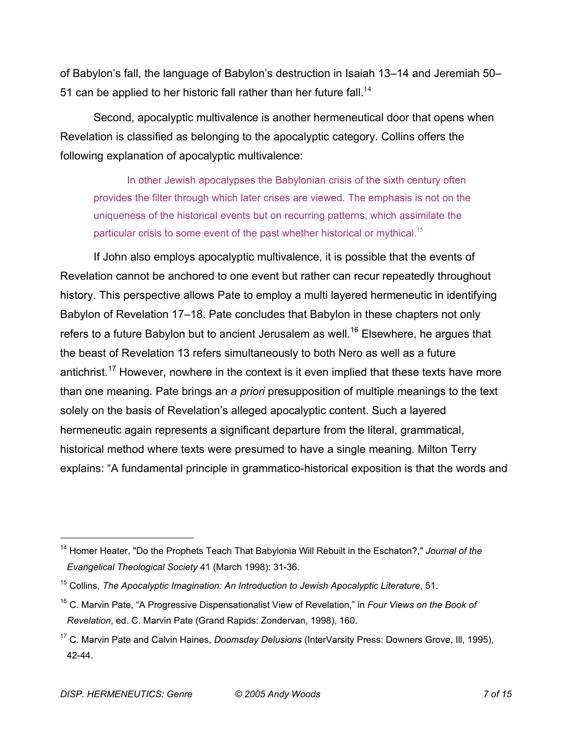of Babylon's fall, the language of Babylon's destruction in Isaiah 13–14 and Jeremiah 50–51 can be applied to her historic fall rather than her future fall.[14]

Second, apocalyptic multivalence is another hermeneutical door that opens when Revelation is classified as belonging to the apocalyptic category. Collins offers the following explanation of apocalyptic multivalence:

> In other Jewish apocalypses the Babylonian crisis of the sixth century often provides the filter through which later crises are viewed. The emphasis is not on the uniqueness of the historical events but on recurring patterns, which assimilate the particular crisis to some event of the past whether historical or mythical.[15]

If John also employs apocalyptic multivalence, it is possible that the events of Revelation cannot be anchored to one event but rather can recur repeatedly throughout history. This perspective allows Pate to employ a multi layered hermeneutic in identifying Babylon of Revelation 17–18. Pate concludes that Babylon in these chapters not only refers to a future Babylon but to ancient Jerusalem as well.[16] Elsewhere, he argues that the beast of Revelation 13 refers simultaneously to both Nero as well as a future antichrist.[17] However, nowhere in the context is it even implied that these texts have more than one meaning. Pate brings an *a priori* presupposition of multiple meanings to the text solely on the basis of Revelation's alleged apocalyptic content. Such a layered hermeneutic again represents a significant departure from the literal, grammatical, historical method where texts were presumed to have a single meaning. Milton Terry explains: "A fundamental principle in grammatico-historical exposition is that the words and

---

[14] Homer Heater, "Do the Prophets Teach That Babylonia Will Rebuilt in the Eschaton?," *Journal of the Evangelical Theological Society* 41 (March 1998): 31-36.

[15] Collins, *The Apocalyptic Imagination: An Introduction to Jewish Apocalyptic Literature*, 51.

[16] C. Marvin Pate, "A Progressive Dispensationalist View of Revelation," in *Four Views on the Book of Revelation*, ed. C. Marvin Pate (Grand Rapids: Zondervan, 1998), 160.

[17] C. Marvin Pate and Calvin Haines, *Doomsday Delusions* (InterVarsity Press: Downers Grove, Ill, 1995), 42-44.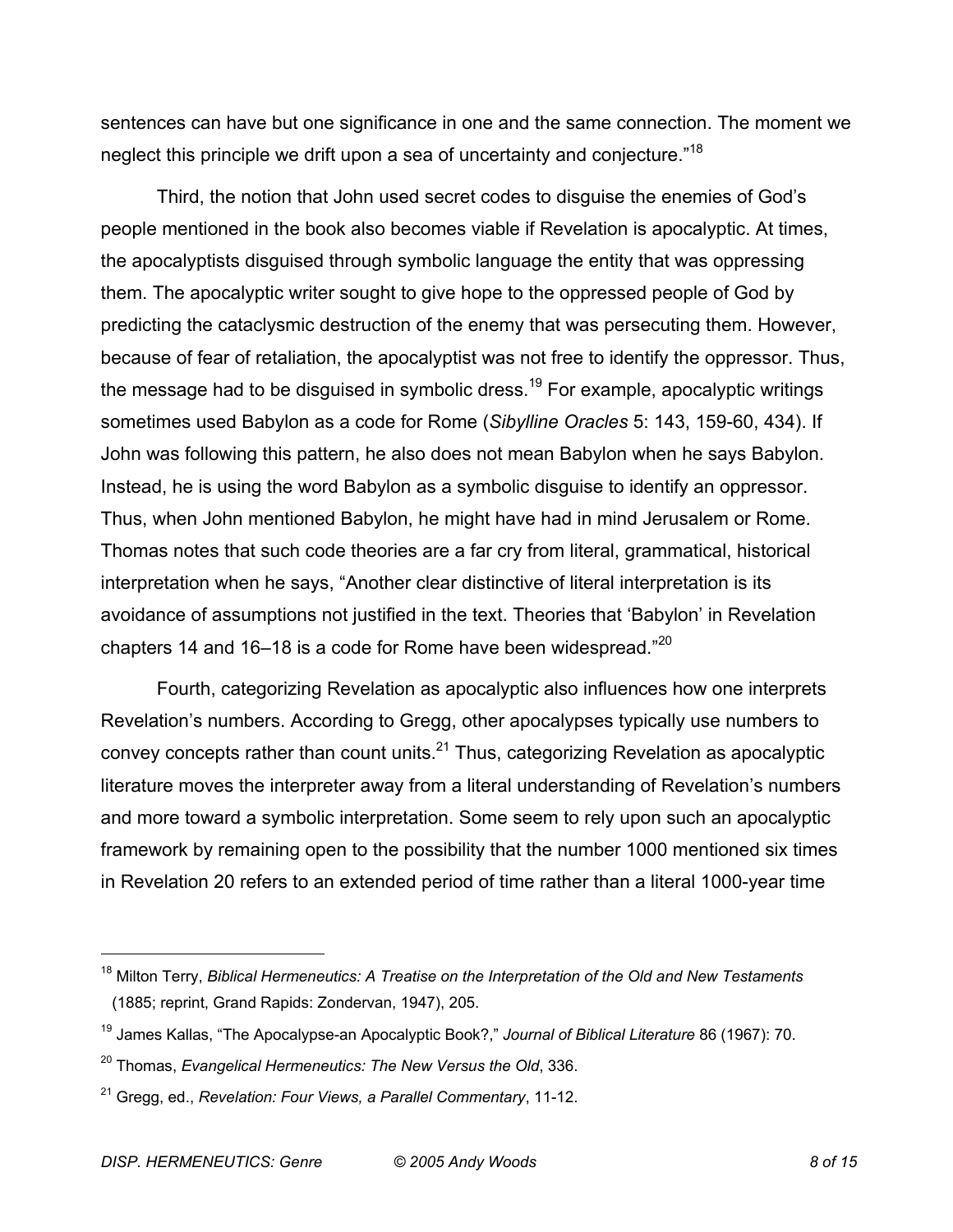sentences can have but one significance in one and the same connection. The moment we neglect this principle we drift upon a sea of uncertainty and conjecture."[18]

Third, the notion that John used secret codes to disguise the enemies of God's people mentioned in the book also becomes viable if Revelation is apocalyptic. At times, the apocalyptists disguised through symbolic language the entity that was oppressing them. The apocalyptic writer sought to give hope to the oppressed people of God by predicting the cataclysmic destruction of the enemy that was persecuting them. However, because of fear of retaliation, the apocalyptist was not free to identify the oppressor. Thus, the message had to be disguised in symbolic dress.[19] For example, apocalyptic writings sometimes used Babylon as a code for Rome (*Sibylline Oracles* 5: 143, 159-60, 434). If John was following this pattern, he also does not mean Babylon when he says Babylon. Instead, he is using the word Babylon as a symbolic disguise to identify an oppressor. Thus, when John mentioned Babylon, he might have had in mind Jerusalem or Rome. Thomas notes that such code theories are a far cry from literal, grammatical, historical interpretation when he says, "Another clear distinctive of literal interpretation is its avoidance of assumptions not justified in the text. Theories that 'Babylon' in Revelation chapters 14 and 16–18 is a code for Rome have been widespread."[20]

Fourth, categorizing Revelation as apocalyptic also influences how one interprets Revelation's numbers. According to Gregg, other apocalypses typically use numbers to convey concepts rather than count units.[21] Thus, categorizing Revelation as apocalyptic literature moves the interpreter away from a literal understanding of Revelation's numbers and more toward a symbolic interpretation. Some seem to rely upon such an apocalyptic framework by remaining open to the possibility that the number 1000 mentioned six times in Revelation 20 refers to an extended period of time rather than a literal 1000-year time

---

[18] Milton Terry, *Biblical Hermeneutics: A Treatise on the Interpretation of the Old and New Testaments* (1885; reprint, Grand Rapids: Zondervan, 1947), 205.

[19] James Kallas, "The Apocalypse-an Apocalyptic Book?," *Journal of Biblical Literature* 86 (1967): 70.

[20] Thomas, *Evangelical Hermeneutics: The New Versus the Old*, 336.

[21] Gregg, ed., *Revelation: Four Views, a Parallel Commentary*, 11-12.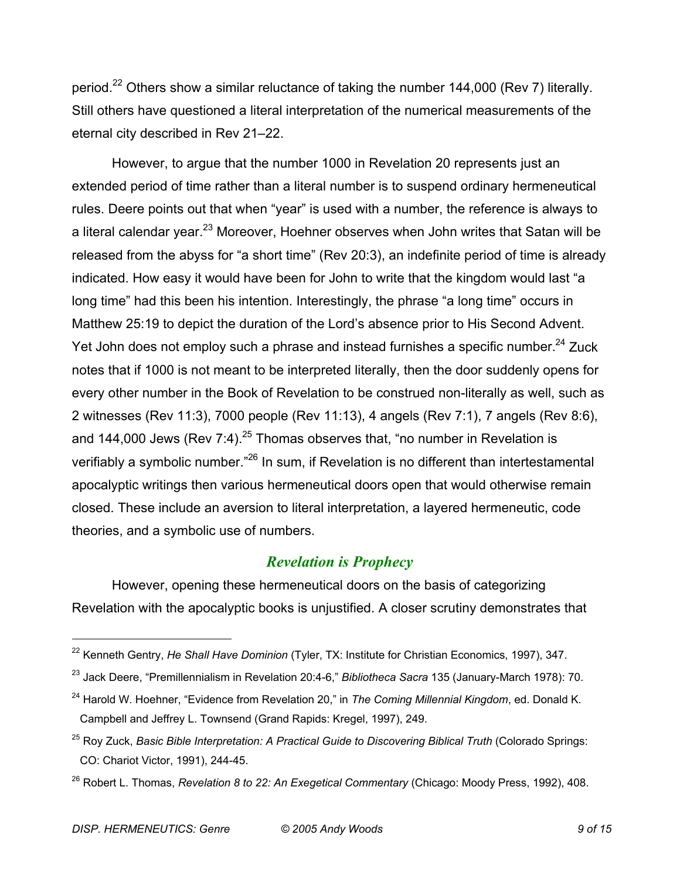period.[22] Others show a similar reluctance of taking the number 144,000 (Rev 7) literally. Still others have questioned a literal interpretation of the numerical measurements of the eternal city described in Rev 21–22.

However, to argue that the number 1000 in Revelation 20 represents just an extended period of time rather than a literal number is to suspend ordinary hermeneutical rules. Deere points out that when "year" is used with a number, the reference is always to a literal calendar year.[23] Moreover, Hoehner observes when John writes that Satan will be released from the abyss for "a short time" (Rev 20:3), an indefinite period of time is already indicated. How easy it would have been for John to write that the kingdom would last "a long time" had this been his intention. Interestingly, the phrase "a long time" occurs in Matthew 25:19 to depict the duration of the Lord's absence prior to His Second Advent. Yet John does not employ such a phrase and instead furnishes a specific number.[24] Zuck notes that if 1000 is not meant to be interpreted literally, then the door suddenly opens for every other number in the Book of Revelation to be construed non-literally as well, such as 2 witnesses (Rev 11:3), 7000 people (Rev 11:13), 4 angels (Rev 7:1), 7 angels (Rev 8:6), and 144,000 Jews (Rev 7:4).[25] Thomas observes that, "no number in Revelation is verifiably a symbolic number."[26] In sum, if Revelation is no different than intertestamental apocalyptic writings then various hermeneutical doors open that would otherwise remain closed. These include an aversion to literal interpretation, a layered hermeneutic, code theories, and a symbolic use of numbers.

### *Revelation is Prophecy*

However, opening these hermeneutical doors on the basis of categorizing Revelation with the apocalyptic books is unjustified. A closer scrutiny demonstrates that

---

[22] Kenneth Gentry, *He Shall Have Dominion* (Tyler, TX: Institute for Christian Economics, 1997), 347.

[23] Jack Deere, "Premillennialism in Revelation 20:4-6," *Bibliotheca Sacra* 135 (January-March 1978): 70.

[24] Harold W. Hoehner, "Evidence from Revelation 20," in *The Coming Millennial Kingdom*, ed. Donald K. Campbell and Jeffrey L. Townsend (Grand Rapids: Kregel, 1997), 249.

[25] Roy Zuck, *Basic Bible Interpretation: A Practical Guide to Discovering Biblical Truth* (Colorado Springs: CO: Chariot Victor, 1991), 244-45.

[26] Robert L. Thomas, *Revelation 8 to 22: An Exegetical Commentary* (Chicago: Moody Press, 1992), 408.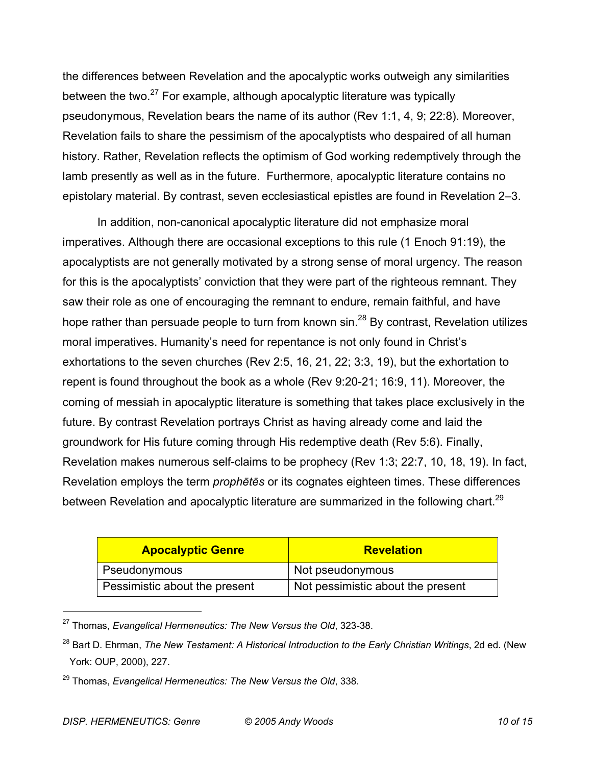the differences between Revelation and the apocalyptic works outweigh any similarities between the two.[27] For example, although apocalyptic literature was typically pseudonymous, Revelation bears the name of its author (Rev 1:1, 4, 9; 22:8). Moreover, Revelation fails to share the pessimism of the apocalyptists who despaired of all human history. Rather, Revelation reflects the optimism of God working redemptively through the lamb presently as well as in the future. Furthermore, apocalyptic literature contains no epistolary material. By contrast, seven ecclesiastical epistles are found in Revelation 2–3.

In addition, non-canonical apocalyptic literature did not emphasize moral imperatives. Although there are occasional exceptions to this rule (1 Enoch 91:19), the apocalyptists are not generally motivated by a strong sense of moral urgency. The reason for this is the apocalyptists' conviction that they were part of the righteous remnant. They saw their role as one of encouraging the remnant to endure, remain faithful, and have hope rather than persuade people to turn from known sin.[28] By contrast, Revelation utilizes moral imperatives. Humanity's need for repentance is not only found in Christ's exhortations to the seven churches (Rev 2:5, 16, 21, 22; 3:3, 19), but the exhortation to repent is found throughout the book as a whole (Rev 9:20-21; 16:9, 11). Moreover, the coming of messiah in apocalyptic literature is something that takes place exclusively in the future. By contrast Revelation portrays Christ as having already come and laid the groundwork for His future coming through His redemptive death (Rev 5:6). Finally, Revelation makes numerous self-claims to be prophecy (Rev 1:3; 22:7, 10, 18, 19). In fact, Revelation employs the term *prophētēs* or its cognates eighteen times. These differences between Revelation and apocalyptic literature are summarized in the following chart.[29]

| **Apocalyptic Genre** | **Revelation** |
|---|---|
| Pseudonymous | Not pseudonymous |
| Pessimistic about the present | Not pessimistic about the present |

---

[27] Thomas, *Evangelical Hermeneutics: The New Versus the Old*, 323-38.

[28] Bart D. Ehrman, *The New Testament: A Historical Introduction to the Early Christian Writings*, 2d ed. (New York: OUP, 2000), 227.

[29] Thomas, *Evangelical Hermeneutics: The New Versus the Old*, 338.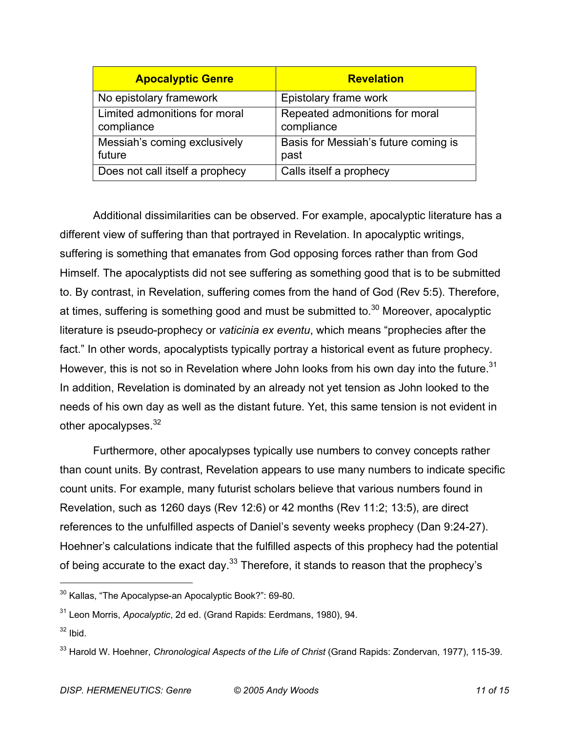| Apocalyptic Genre | Revelation |
| --- | --- |
| No epistolary framework | Epistolary frame work |
| Limited admonitions for moral compliance | Repeated admonitions for moral compliance |
| Messiah's coming exclusively future | Basis for Messiah's future coming is past |
| Does not call itself a prophecy | Calls itself a prophecy |

Additional dissimilarities can be observed. For example, apocalyptic literature has a different view of suffering than that portrayed in Revelation. In apocalyptic writings, suffering is something that emanates from God opposing forces rather than from God Himself. The apocalyptists did not see suffering as something good that is to be submitted to. By contrast, in Revelation, suffering comes from the hand of God (Rev 5:5). Therefore, at times, suffering is something good and must be submitted to.[30] Moreover, apocalyptic literature is pseudo-prophecy or *vaticinia ex eventu*, which means "prophecies after the fact." In other words, apocalyptists typically portray a historical event as future prophecy. However, this is not so in Revelation where John looks from his own day into the future.[31] In addition, Revelation is dominated by an already not yet tension as John looked to the needs of his own day as well as the distant future. Yet, this same tension is not evident in other apocalypses.[32]

Furthermore, other apocalypses typically use numbers to convey concepts rather than count units. By contrast, Revelation appears to use many numbers to indicate specific count units. For example, many futurist scholars believe that various numbers found in Revelation, such as 1260 days (Rev 12:6) or 42 months (Rev 11:2; 13:5), are direct references to the unfulfilled aspects of Daniel's seventy weeks prophecy (Dan 9:24-27). Hoehner's calculations indicate that the fulfilled aspects of this prophecy had the potential of being accurate to the exact day.[33] Therefore, it stands to reason that the prophecy's

---

[30] Kallas, "The Apocalypse-an Apocalyptic Book?": 69-80.

[31] Leon Morris, *Apocalyptic*, 2d ed. (Grand Rapids: Eerdmans, 1980), 94.

[32] Ibid.

[33] Harold W. Hoehner, *Chronological Aspects of the Life of Christ* (Grand Rapids: Zondervan, 1977), 115-39.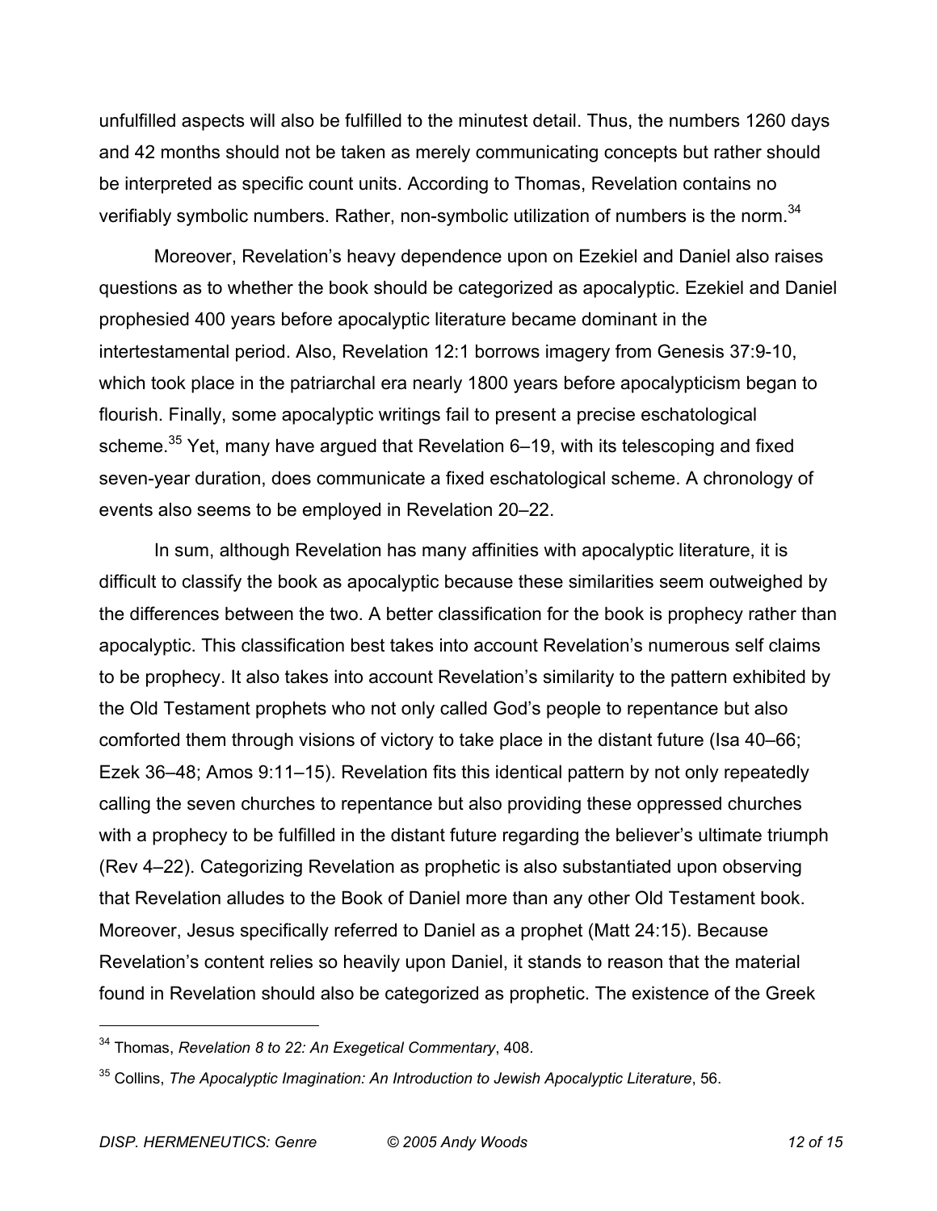unfulfilled aspects will also be fulfilled to the minutest detail. Thus, the numbers 1260 days and 42 months should not be taken as merely communicating concepts but rather should be interpreted as specific count units. According to Thomas, Revelation contains no verifiably symbolic numbers. Rather, non-symbolic utilization of numbers is the norm.[34]

Moreover, Revelation's heavy dependence upon on Ezekiel and Daniel also raises questions as to whether the book should be categorized as apocalyptic. Ezekiel and Daniel prophesied 400 years before apocalyptic literature became dominant in the intertestamental period. Also, Revelation 12:1 borrows imagery from Genesis 37:9-10, which took place in the patriarchal era nearly 1800 years before apocalypticism began to flourish. Finally, some apocalyptic writings fail to present a precise eschatological scheme.[35] Yet, many have argued that Revelation 6–19, with its telescoping and fixed seven-year duration, does communicate a fixed eschatological scheme. A chronology of events also seems to be employed in Revelation 20–22.

In sum, although Revelation has many affinities with apocalyptic literature, it is difficult to classify the book as apocalyptic because these similarities seem outweighed by the differences between the two. A better classification for the book is prophecy rather than apocalyptic. This classification best takes into account Revelation's numerous self claims to be prophecy. It also takes into account Revelation's similarity to the pattern exhibited by the Old Testament prophets who not only called God's people to repentance but also comforted them through visions of victory to take place in the distant future (Isa 40–66; Ezek 36–48; Amos 9:11–15). Revelation fits this identical pattern by not only repeatedly calling the seven churches to repentance but also providing these oppressed churches with a prophecy to be fulfilled in the distant future regarding the believer's ultimate triumph (Rev 4–22). Categorizing Revelation as prophetic is also substantiated upon observing that Revelation alludes to the Book of Daniel more than any other Old Testament book. Moreover, Jesus specifically referred to Daniel as a prophet (Matt 24:15). Because Revelation's content relies so heavily upon Daniel, it stands to reason that the material found in Revelation should also be categorized as prophetic. The existence of the Greek

---

[34] Thomas, *Revelation 8 to 22: An Exegetical Commentary*, 408.

[35] Collins, *The Apocalyptic Imagination: An Introduction to Jewish Apocalyptic Literature*, 56.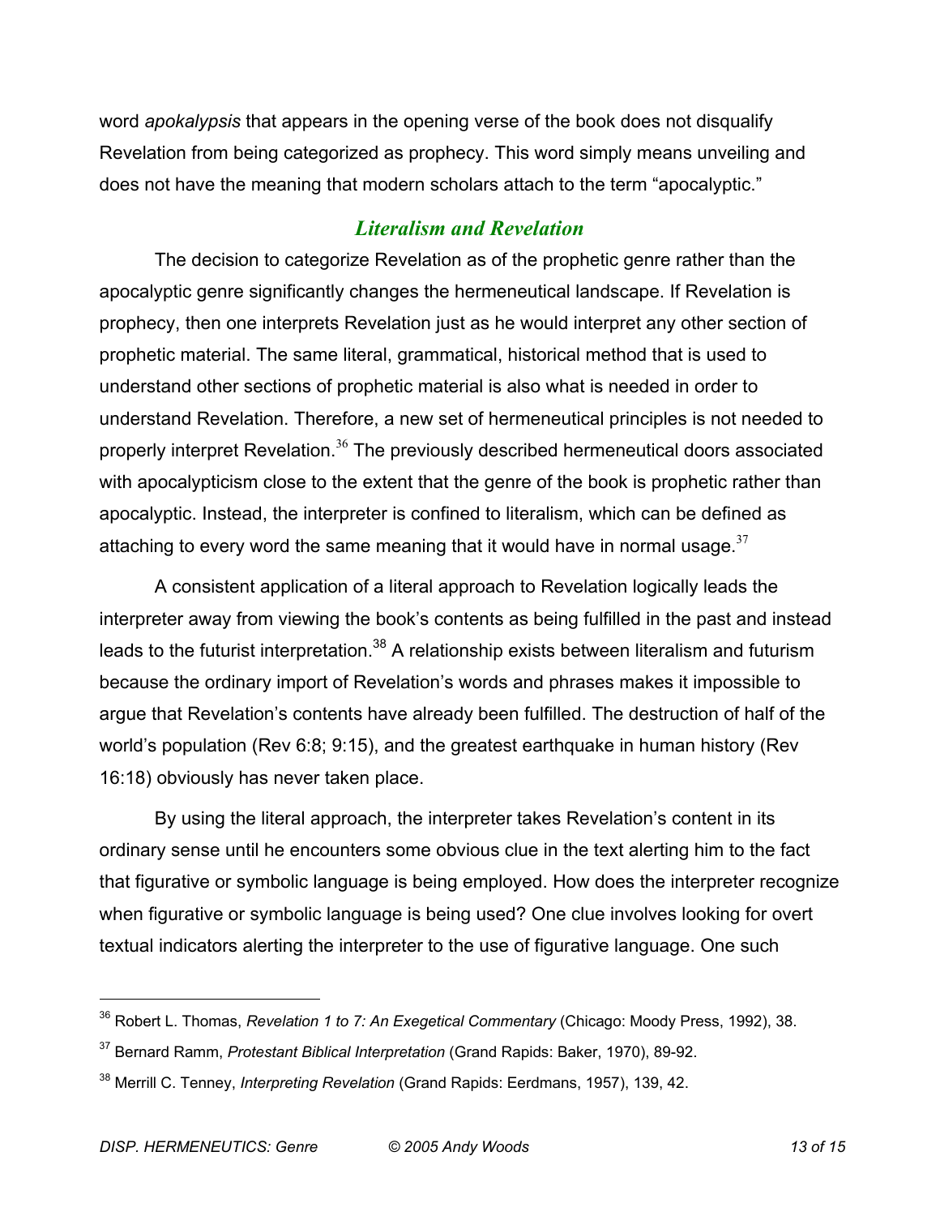word *apokalypsis* that appears in the opening verse of the book does not disqualify Revelation from being categorized as prophecy. This word simply means unveiling and does not have the meaning that modern scholars attach to the term "apocalyptic."

## *Literalism and Revelation*

The decision to categorize Revelation as of the prophetic genre rather than the apocalyptic genre significantly changes the hermeneutical landscape. If Revelation is prophecy, then one interprets Revelation just as he would interpret any other section of prophetic material. The same literal, grammatical, historical method that is used to understand other sections of prophetic material is also what is needed in order to understand Revelation. Therefore, a new set of hermeneutical principles is not needed to properly interpret Revelation.[36] The previously described hermeneutical doors associated with apocalypticism close to the extent that the genre of the book is prophetic rather than apocalyptic. Instead, the interpreter is confined to literalism, which can be defined as attaching to every word the same meaning that it would have in normal usage.[37]

A consistent application of a literal approach to Revelation logically leads the interpreter away from viewing the book's contents as being fulfilled in the past and instead leads to the futurist interpretation.[38] A relationship exists between literalism and futurism because the ordinary import of Revelation's words and phrases makes it impossible to argue that Revelation's contents have already been fulfilled. The destruction of half of the world's population (Rev 6:8; 9:15), and the greatest earthquake in human history (Rev 16:18) obviously has never taken place.

By using the literal approach, the interpreter takes Revelation's content in its ordinary sense until he encounters some obvious clue in the text alerting him to the fact that figurative or symbolic language is being employed. How does the interpreter recognize when figurative or symbolic language is being used? One clue involves looking for overt textual indicators alerting the interpreter to the use of figurative language. One such

---

[36] Robert L. Thomas, *Revelation 1 to 7: An Exegetical Commentary* (Chicago: Moody Press, 1992), 38.

[37] Bernard Ramm, *Protestant Biblical Interpretation* (Grand Rapids: Baker, 1970), 89-92.

[38] Merrill C. Tenney, *Interpreting Revelation* (Grand Rapids: Eerdmans, 1957), 139, 42.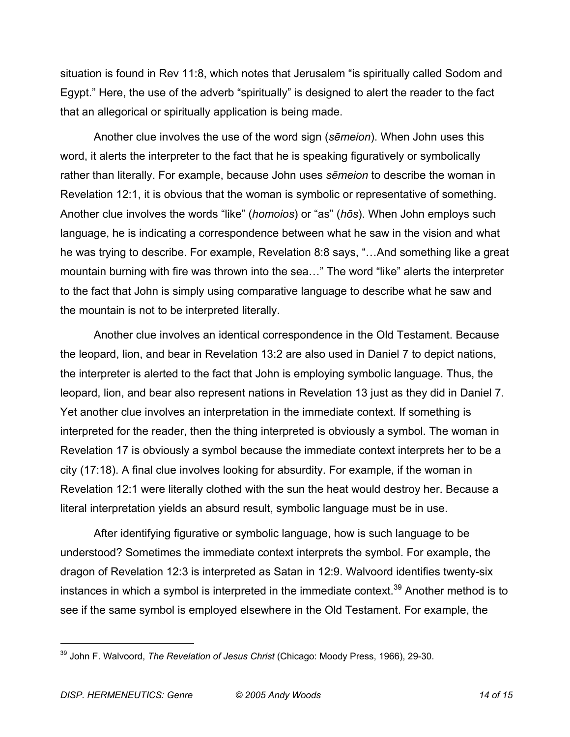situation is found in Rev 11:8, which notes that Jerusalem "is spiritually called Sodom and Egypt." Here, the use of the adverb "spiritually" is designed to alert the reader to the fact that an allegorical or spiritually application is being made.

Another clue involves the use of the word sign (*sēmeion*). When John uses this word, it alerts the interpreter to the fact that he is speaking figuratively or symbolically rather than literally. For example, because John uses *sēmeion* to describe the woman in Revelation 12:1, it is obvious that the woman is symbolic or representative of something. Another clue involves the words "like" (*homoios*) or "as" (*hōs*). When John employs such language, he is indicating a correspondence between what he saw in the vision and what he was trying to describe. For example, Revelation 8:8 says, "…And something like a great mountain burning with fire was thrown into the sea…" The word "like" alerts the interpreter to the fact that John is simply using comparative language to describe what he saw and the mountain is not to be interpreted literally.

Another clue involves an identical correspondence in the Old Testament. Because the leopard, lion, and bear in Revelation 13:2 are also used in Daniel 7 to depict nations, the interpreter is alerted to the fact that John is employing symbolic language. Thus, the leopard, lion, and bear also represent nations in Revelation 13 just as they did in Daniel 7. Yet another clue involves an interpretation in the immediate context. If something is interpreted for the reader, then the thing interpreted is obviously a symbol. The woman in Revelation 17 is obviously a symbol because the immediate context interprets her to be a city (17:18). A final clue involves looking for absurdity. For example, if the woman in Revelation 12:1 were literally clothed with the sun the heat would destroy her. Because a literal interpretation yields an absurd result, symbolic language must be in use.

After identifying figurative or symbolic language, how is such language to be understood? Sometimes the immediate context interprets the symbol. For example, the dragon of Revelation 12:3 is interpreted as Satan in 12:9. Walvoord identifies twenty-six instances in which a symbol is interpreted in the immediate context.[39] Another method is to see if the same symbol is employed elsewhere in the Old Testament. For example, the

---

[39] John F. Walvoord, *The Revelation of Jesus Christ* (Chicago: Moody Press, 1966), 29-30.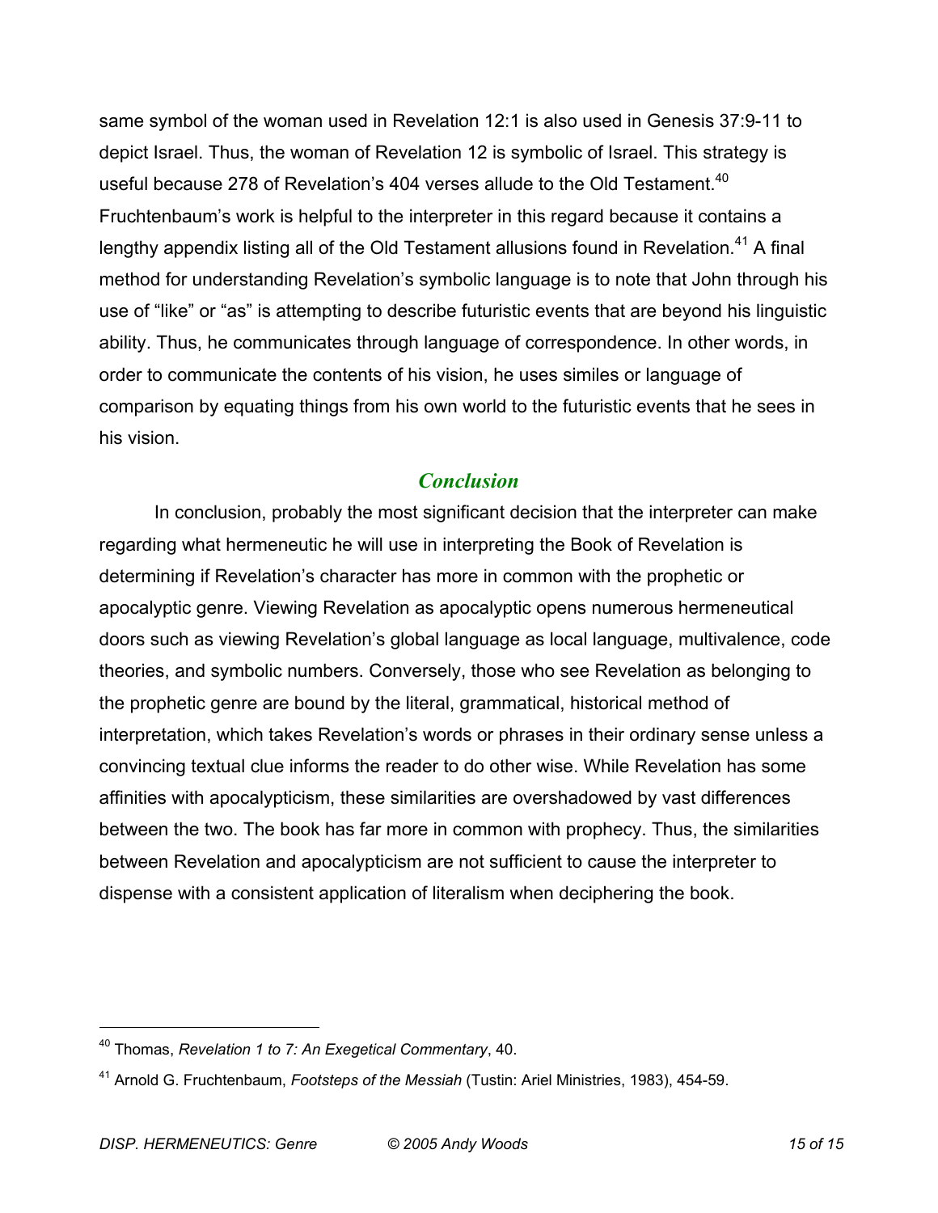same symbol of the woman used in Revelation 12:1 is also used in Genesis 37:9-11 to depict Israel. Thus, the woman of Revelation 12 is symbolic of Israel. This strategy is useful because 278 of Revelation's 404 verses allude to the Old Testament.[40] Fruchtenbaum's work is helpful to the interpreter in this regard because it contains a lengthy appendix listing all of the Old Testament allusions found in Revelation.[41] A final method for understanding Revelation's symbolic language is to note that John through his use of "like" or "as" is attempting to describe futuristic events that are beyond his linguistic ability. Thus, he communicates through language of correspondence. In other words, in order to communicate the contents of his vision, he uses similes or language of comparison by equating things from his own world to the futuristic events that he sees in his vision.

## *Conclusion*

In conclusion, probably the most significant decision that the interpreter can make regarding what hermeneutic he will use in interpreting the Book of Revelation is determining if Revelation's character has more in common with the prophetic or apocalyptic genre. Viewing Revelation as apocalyptic opens numerous hermeneutical doors such as viewing Revelation's global language as local language, multivalence, code theories, and symbolic numbers. Conversely, those who see Revelation as belonging to the prophetic genre are bound by the literal, grammatical, historical method of interpretation, which takes Revelation's words or phrases in their ordinary sense unless a convincing textual clue informs the reader to do other wise. While Revelation has some affinities with apocalypticism, these similarities are overshadowed by vast differences between the two. The book has far more in common with prophecy. Thus, the similarities between Revelation and apocalypticism are not sufficient to cause the interpreter to dispense with a consistent application of literalism when deciphering the book.

---

[40] Thomas, *Revelation 1 to 7: An Exegetical Commentary*, 40.

[41] Arnold G. Fruchtenbaum, *Footsteps of the Messiah* (Tustin: Ariel Ministries, 1983), 454-59.